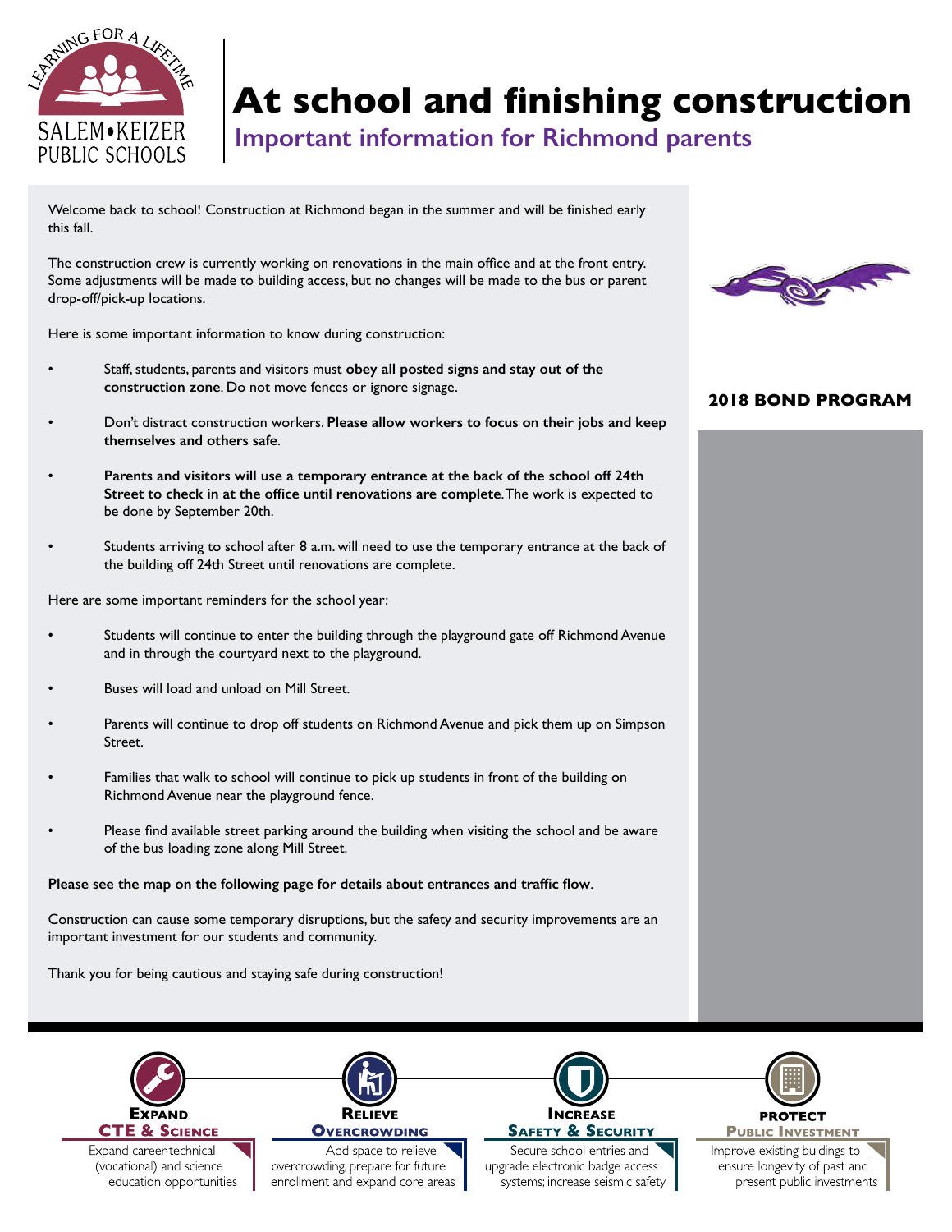# At school and finishing construction

## Important information for Richmond parents

Welcome back to school! Construction at Richmond began in the summer and will be finished early this fall.

The construction crew is currently working on renovations in the main office and at the front entry. Some adjustments will be made to building access, but no changes will be made to the bus or parent drop-off/pick-up locations.

Here is some important information to know during construction:

- Staff, students, parents and visitors must **obey all posted signs and stay out of the construction zone**. Do not move fences or ignore signage.
- Don't distract construction workers. **Please allow workers to focus on their jobs and keep themselves and others safe**.
- **Parents and visitors will use a temporary entrance at the back of the school off 24th Street to check in at the office until renovations are complete**. The work is expected to be done by September 20th.
- Students arriving to school after 8 a.m. will need to use the temporary entrance at the back of the building off 24th Street until renovations are complete.

Here are some important reminders for the school year:

- Students will continue to enter the building through the playground gate off Richmond Avenue and in through the courtyard next to the playground.
- Buses will load and unload on Mill Street.
- Parents will continue to drop off students on Richmond Avenue and pick them up on Simpson Street.
- Families that walk to school will continue to pick up students in front of the building on Richmond Avenue near the playground fence.
- Please find available street parking around the building when visiting the school and be aware of the bus loading zone along Mill Street.

**Please see the map on the following page for details about entrances and traffic flow**.

Construction can cause some temporary disruptions, but the safety and security improvements are an important investment for our students and community.

Thank you for being cautious and staying safe during construction!

**2018 BOND PROGRAM**

**EXPAND CTE & SCIENCE**
Expand career-technical (vocational) and science education opportunities

**RELIEVE OVERCROWDING**
Add space to relieve overcrowding, prepare for future enrollment and expand core areas

**INCREASE SAFETY & SECURITY**
Secure school entries and upgrade electronic badge access systems; increase seismic safety

**PROTECT PUBLIC INVESTMENT**
Improve existing buldings to ensure longevity of past and present public investments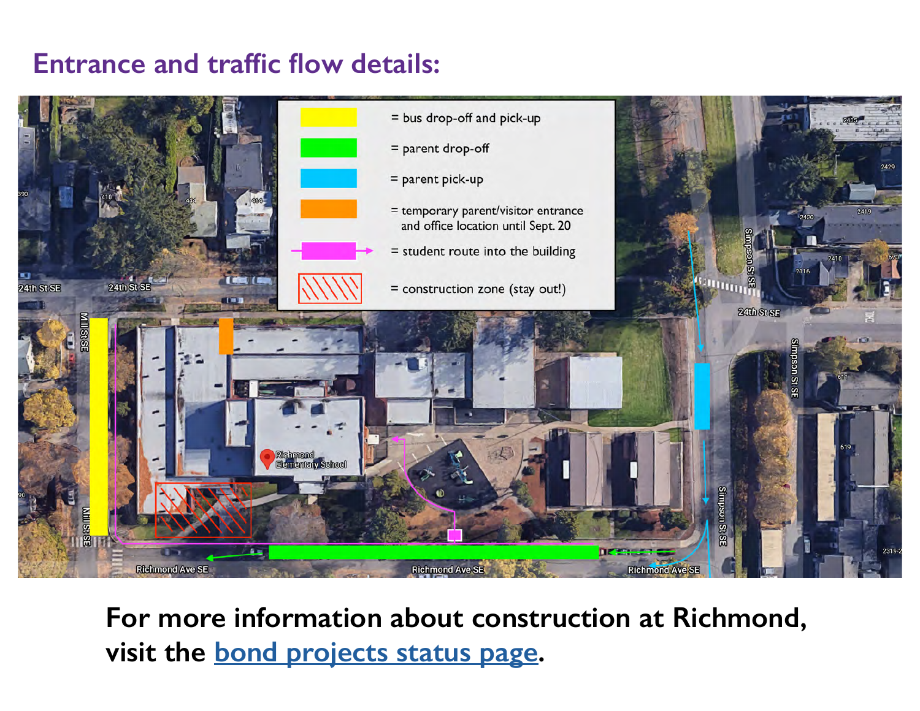## Entrance and traffic flow details:

= bus drop-off and pick-up

= parent drop-off

= parent pick-up

= temporary parent/visitor entrance and office location until Sept. 20

= student route into the building

= construction zone (stay out!)

24th St SE

Mill St SE

Richmond Ave SE

Simpson St SE

Richmond Elementary School

For more information about construction at Richmond, visit the [bond projects status page](#).